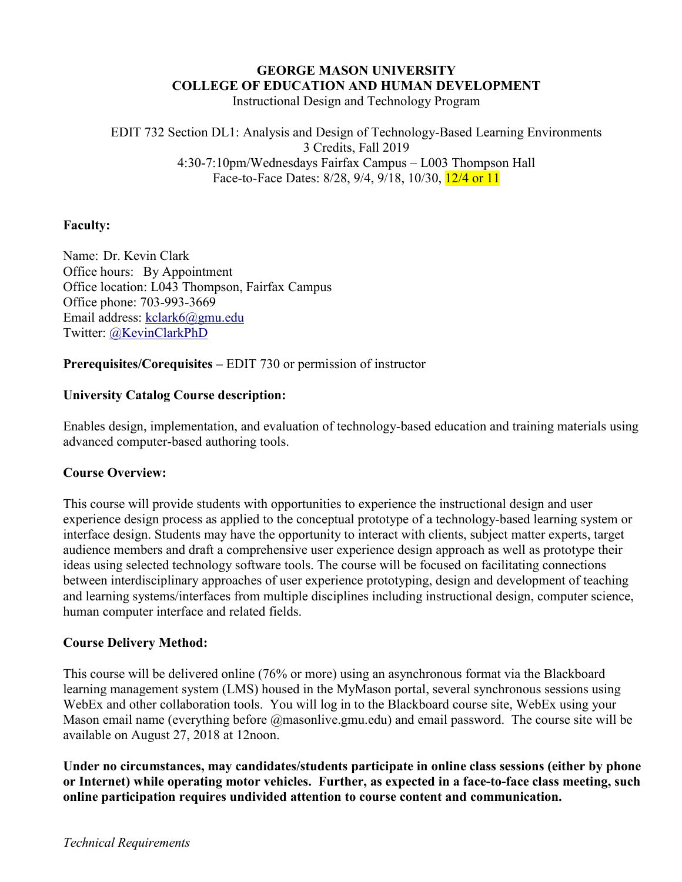# GEORGE MASON UNIVERSITY
# COLLEGE OF EDUCATION AND HUMAN DEVELOPMENT

Instructional Design and Technology Program

EDIT 732 Section DL1: Analysis and Design of Technology-Based Learning Environments
3 Credits, Fall 2019
4:30-7:10pm/Wednesdays Fairfax Campus – L003 Thompson Hall
Face-to-Face Dates: 8/28, 9/4, 9/18, 10/30, 12/4 or 11

**Faculty:**

Name: Dr. Kevin Clark
Office hours: By Appointment
Office location: L043 Thompson, Fairfax Campus
Office phone: 703-993-3669
Email address: kclark6@gmu.edu
Twitter: @KevinClarkPhD

**Prerequisites/Corequisites –** EDIT 730 or permission of instructor

**University Catalog Course description:**

Enables design, implementation, and evaluation of technology-based education and training materials using advanced computer-based authoring tools.

**Course Overview:**

This course will provide students with opportunities to experience the instructional design and user experience design process as applied to the conceptual prototype of a technology-based learning system or interface design. Students may have the opportunity to interact with clients, subject matter experts, target audience members and draft a comprehensive user experience design approach as well as prototype their ideas using selected technology software tools. The course will be focused on facilitating connections between interdisciplinary approaches of user experience prototyping, design and development of teaching and learning systems/interfaces from multiple disciplines including instructional design, computer science, human computer interface and related fields.

**Course Delivery Method:**

This course will be delivered online (76% or more) using an asynchronous format via the Blackboard learning management system (LMS) housed in the MyMason portal, several synchronous sessions using WebEx and other collaboration tools. You will log in to the Blackboard course site, WebEx using your Mason email name (everything before @masonlive.gmu.edu) and email password. The course site will be available on August 27, 2018 at 12noon.

**Under no circumstances, may candidates/students participate in online class sessions (either by phone or Internet) while operating motor vehicles. Further, as expected in a face-to-face class meeting, such online participation requires undivided attention to course content and communication.**

*Technical Requirements*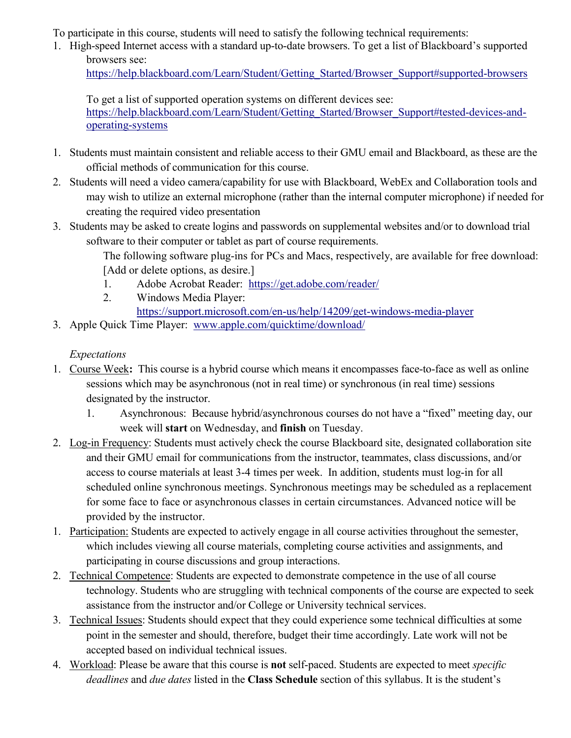To participate in this course, students will need to satisfy the following technical requirements:

1. High-speed Internet access with a standard up-to-date browsers. To get a list of Blackboard's supported browsers see: https://help.blackboard.com/Learn/Student/Getting_Started/Browser_Support#supported-browsers

   To get a list of supported operation systems on different devices see: https://help.blackboard.com/Learn/Student/Getting_Started/Browser_Support#tested-devices-and-operating-systems

1. Students must maintain consistent and reliable access to their GMU email and Blackboard, as these are the official methods of communication for this course.
2. Students will need a video camera/capability for use with Blackboard, WebEx and Collaboration tools and may wish to utilize an external microphone (rather than the internal computer microphone) if needed for creating the required video presentation
3. Students may be asked to create logins and passwords on supplemental websites and/or to download trial software to their computer or tablet as part of course requirements.

   The following software plug-ins for PCs and Macs, respectively, are available for free download: [Add or delete options, as desire.]

   1. Adobe Acrobat Reader: https://get.adobe.com/reader/
   2. Windows Media Player: https://support.microsoft.com/en-us/help/14209/get-windows-media-player

3. Apple Quick Time Player: www.apple.com/quicktime/download/

*Expectations*

1. Course Week**:** This course is a hybrid course which means it encompasses face-to-face as well as online sessions which may be asynchronous (not in real time) or synchronous (in real time) sessions designated by the instructor.
   1. Asynchronous: Because hybrid/asynchronous courses do not have a "fixed" meeting day, our week will **start** on Wednesday, and **finish** on Tuesday.
2. Log-in Frequency: Students must actively check the course Blackboard site, designated collaboration site and their GMU email for communications from the instructor, teammates, class discussions, and/or access to course materials at least 3-4 times per week. In addition, students must log-in for all scheduled online synchronous meetings. Synchronous meetings may be scheduled as a replacement for some face to face or asynchronous classes in certain circumstances. Advanced notice will be provided by the instructor.

1. Participation: Students are expected to actively engage in all course activities throughout the semester, which includes viewing all course materials, completing course activities and assignments, and participating in course discussions and group interactions.
2. Technical Competence: Students are expected to demonstrate competence in the use of all course technology. Students who are struggling with technical components of the course are expected to seek assistance from the instructor and/or College or University technical services.
3. Technical Issues: Students should expect that they could experience some technical difficulties at some point in the semester and should, therefore, budget their time accordingly. Late work will not be accepted based on individual technical issues.
4. Workload: Please be aware that this course is **not** self-paced. Students are expected to meet *specific deadlines* and *due dates* listed in the **Class Schedule** section of this syllabus. It is the student's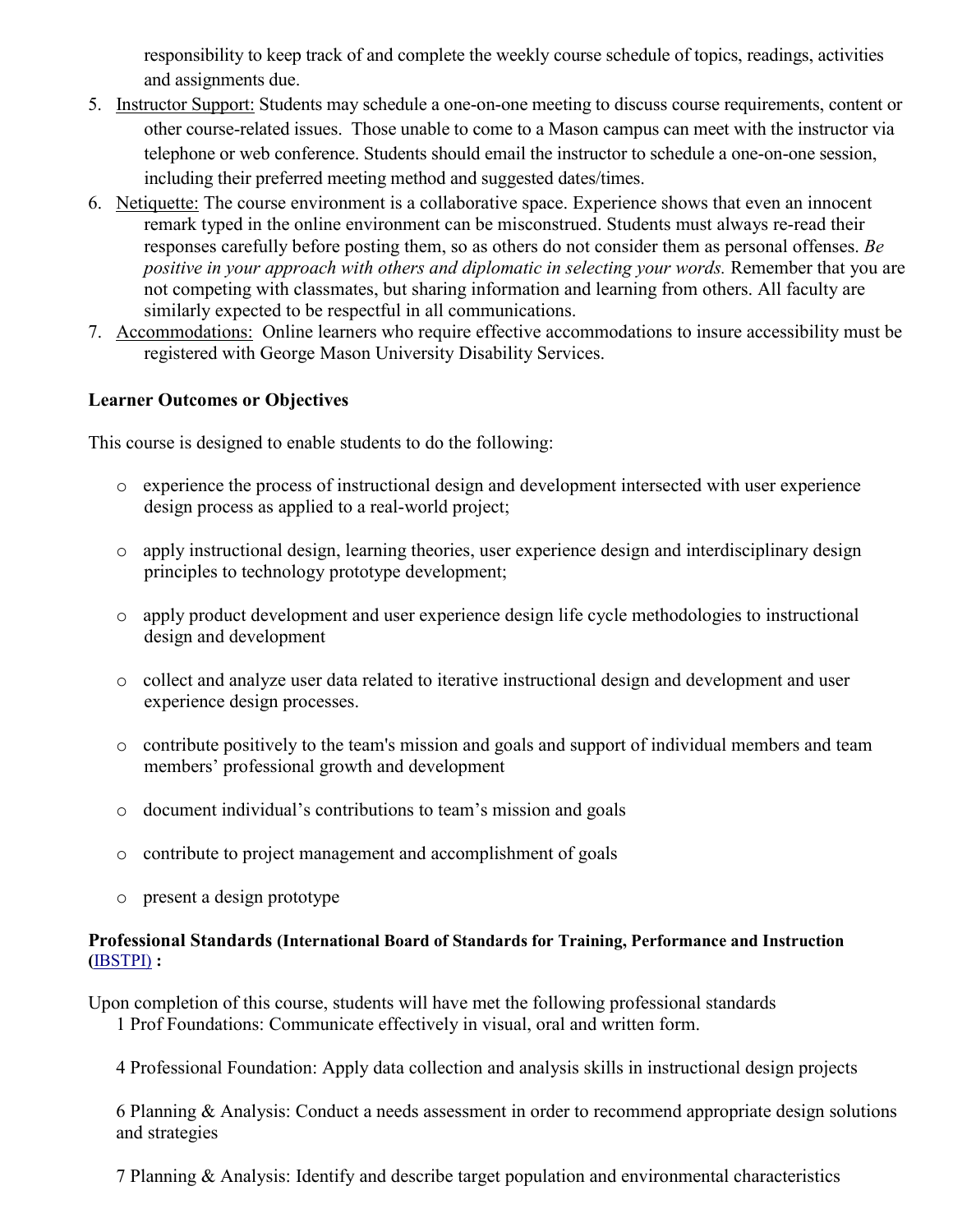responsibility to keep track of and complete the weekly course schedule of topics, readings, activities and assignments due.

5. Instructor Support: Students may schedule a one-on-one meeting to discuss course requirements, content or other course-related issues. Those unable to come to a Mason campus can meet with the instructor via telephone or web conference. Students should email the instructor to schedule a one-on-one session, including their preferred meeting method and suggested dates/times.
6. Netiquette: The course environment is a collaborative space. Experience shows that even an innocent remark typed in the online environment can be misconstrued. Students must always re-read their responses carefully before posting them, so as others do not consider them as personal offenses. *Be positive in your approach with others and diplomatic in selecting your words.* Remember that you are not competing with classmates, but sharing information and learning from others. All faculty are similarly expected to be respectful in all communications.
7. Accommodations: Online learners who require effective accommodations to insure accessibility must be registered with George Mason University Disability Services.

**Learner Outcomes or Objectives**

This course is designed to enable students to do the following:

- experience the process of instructional design and development intersected with user experience design process as applied to a real-world project;
- apply instructional design, learning theories, user experience design and interdisciplinary design principles to technology prototype development;
- apply product development and user experience design life cycle methodologies to instructional design and development
- collect and analyze user data related to iterative instructional design and development and user experience design processes.
- contribute positively to the team's mission and goals and support of individual members and team members' professional growth and development
- document individual's contributions to team's mission and goals
- contribute to project management and accomplishment of goals
- present a design prototype

**Professional Standards (International Board of Standards for Training, Performance and Instruction (IBSTPI) :**

Upon completion of this course, students will have met the following professional standards

1 Prof Foundations: Communicate effectively in visual, oral and written form.

4 Professional Foundation: Apply data collection and analysis skills in instructional design projects

6 Planning & Analysis: Conduct a needs assessment in order to recommend appropriate design solutions and strategies

7 Planning & Analysis: Identify and describe target population and environmental characteristics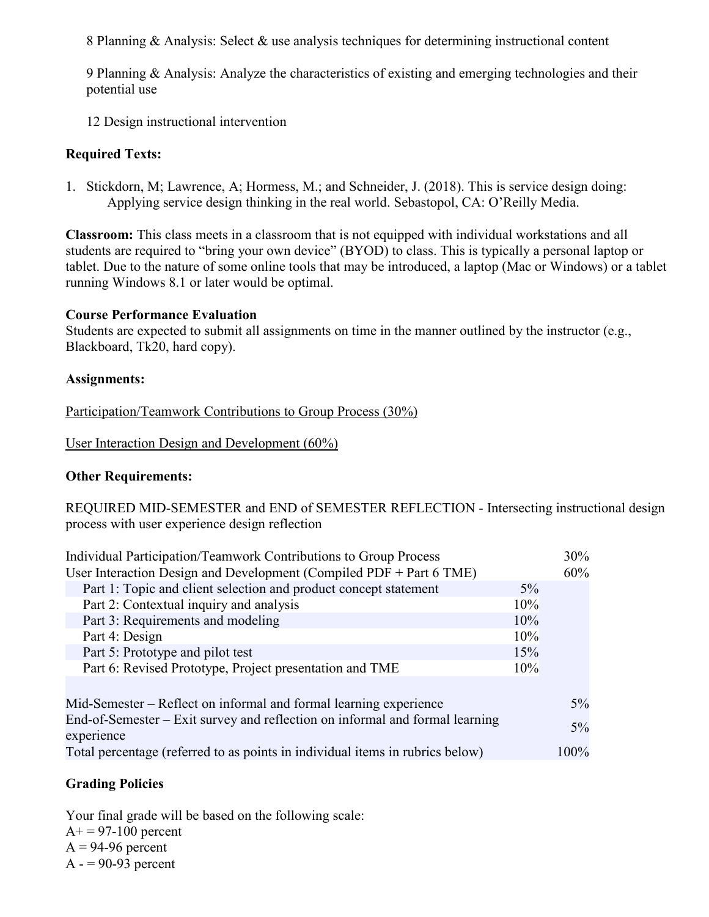8 Planning & Analysis: Select & use analysis techniques for determining instructional content

9 Planning & Analysis: Analyze the characteristics of existing and emerging technologies and their potential use

12 Design instructional intervention

**Required Texts:**

1. Stickdorn, M; Lawrence, A; Hormess, M.; and Schneider, J. (2018). This is service design doing: Applying service design thinking in the real world. Sebastopol, CA: O'Reilly Media.

**Classroom:** This class meets in a classroom that is not equipped with individual workstations and all students are required to "bring your own device" (BYOD) to class. This is typically a personal laptop or tablet. Due to the nature of some online tools that may be introduced, a laptop (Mac or Windows) or a tablet running Windows 8.1 or later would be optimal.

**Course Performance Evaluation**

Students are expected to submit all assignments on time in the manner outlined by the instructor (e.g., Blackboard, Tk20, hard copy).

**Assignments:**

Participation/Teamwork Contributions to Group Process (30%)

User Interaction Design and Development (60%)

**Other Requirements:**

REQUIRED MID-SEMESTER and END of SEMESTER REFLECTION - Intersecting instructional design process with user experience design reflection

| | | |
|---|---|---|
| Individual Participation/Teamwork Contributions to Group Process | | 30% |
| User Interaction Design and Development (Compiled PDF + Part 6 TME) | | 60% |
| Part 1: Topic and client selection and product concept statement | 5% | |
| Part 2: Contextual inquiry and analysis | 10% | |
| Part 3: Requirements and modeling | 10% | |
| Part 4: Design | 10% | |
| Part 5: Prototype and pilot test | 15% | |
| Part 6: Revised Prototype, Project presentation and TME | 10% | |
| | | |
| Mid-Semester – Reflect on informal and formal learning experience | | 5% |
| End-of-Semester – Exit survey and reflection on informal and formal learning experience | | 5% |
| Total percentage (referred to as points in individual items in rubrics below) | | 100% |

**Grading Policies**

Your final grade will be based on the following scale:
A+ = 97-100 percent
A = 94-96 percent
A - = 90-93 percent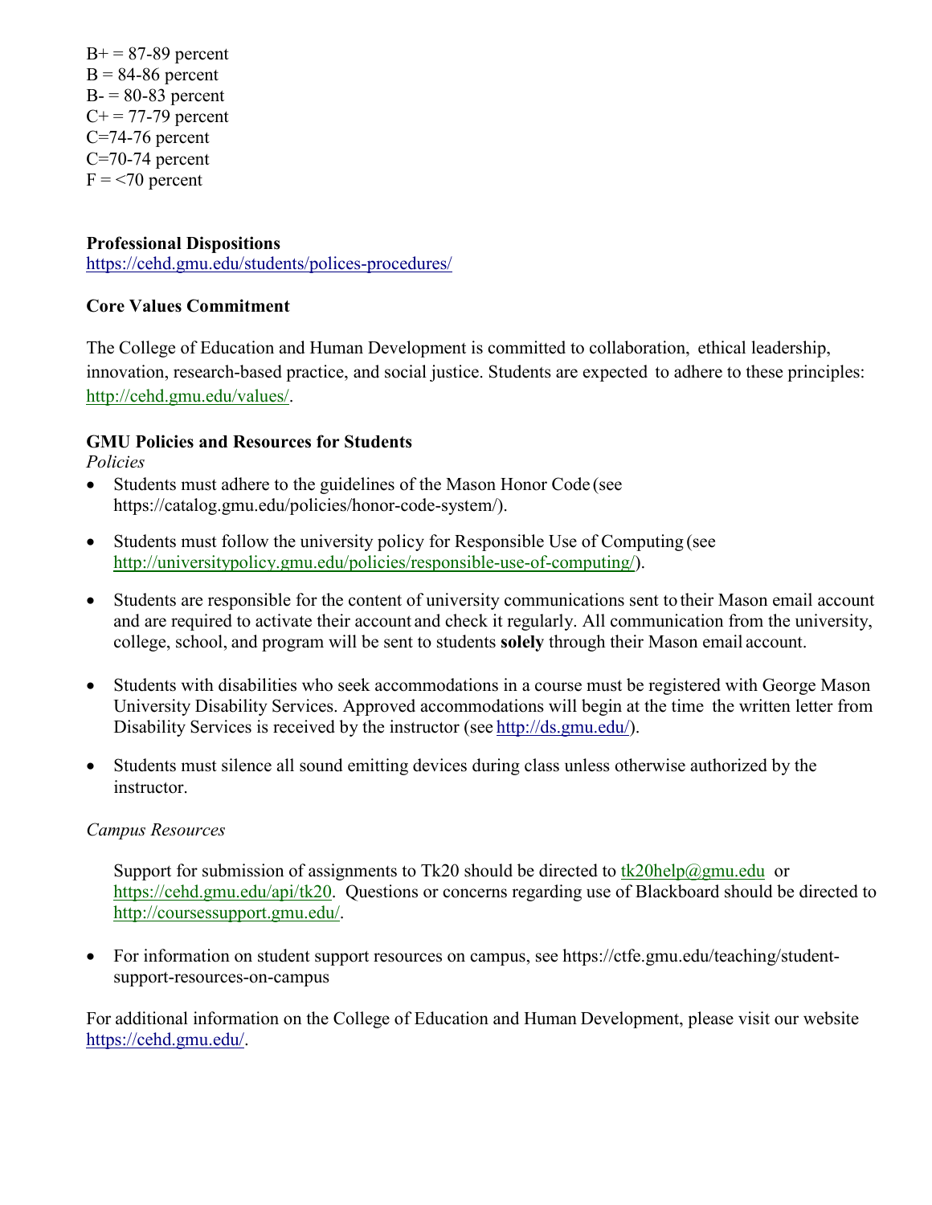B+ = 87-89 percent
B = 84-86 percent
B- = 80-83 percent
C+ = 77-79 percent
C=74-76 percent
C=70-74 percent
F = <70 percent

**Professional Dispositions**
https://cehd.gmu.edu/students/polices-procedures/

**Core Values Commitment**

The College of Education and Human Development is committed to collaboration, ethical leadership, innovation, research-based practice, and social justice. Students are expected to adhere to these principles: http://cehd.gmu.edu/values/.

**GMU Policies and Resources for Students**

*Policies*

- Students must adhere to the guidelines of the Mason Honor Code (see https://catalog.gmu.edu/policies/honor-code-system/).
- Students must follow the university policy for Responsible Use of Computing (see http://universitypolicy.gmu.edu/policies/responsible-use-of-computing/).
- Students are responsible for the content of university communications sent to their Mason email account and are required to activate their account and check it regularly. All communication from the university, college, school, and program will be sent to students **solely** through their Mason email account.
- Students with disabilities who seek accommodations in a course must be registered with George Mason University Disability Services. Approved accommodations will begin at the time the written letter from Disability Services is received by the instructor (see http://ds.gmu.edu/).
- Students must silence all sound emitting devices during class unless otherwise authorized by the instructor.

*Campus Resources*

Support for submission of assignments to Tk20 should be directed to tk20help@gmu.edu or https://cehd.gmu.edu/api/tk20. Questions or concerns regarding use of Blackboard should be directed to http://coursessupport.gmu.edu/.

- For information on student support resources on campus, see https://ctfe.gmu.edu/teaching/student-support-resources-on-campus

For additional information on the College of Education and Human Development, please visit our website https://cehd.gmu.edu/.